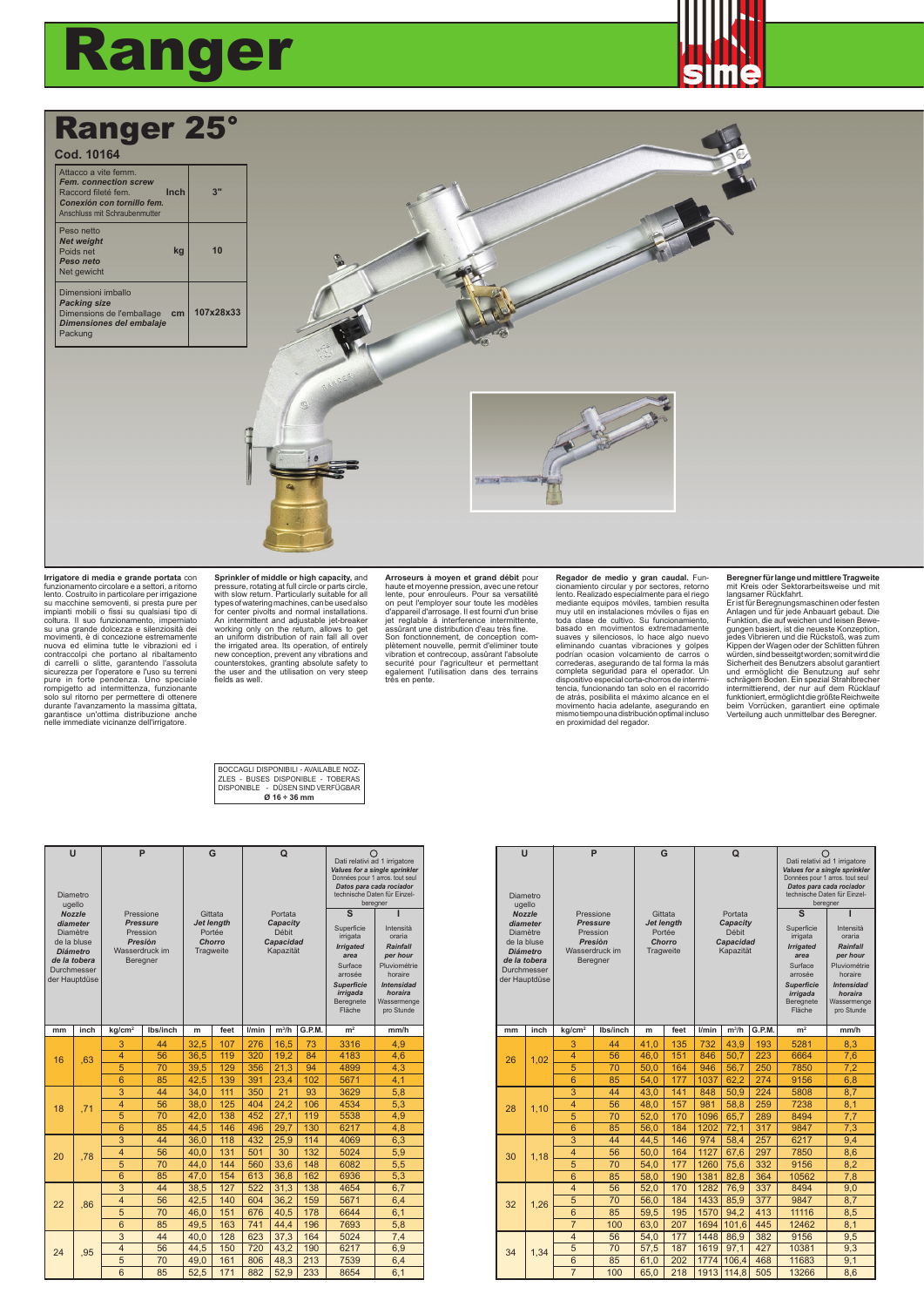# Ranger

## Ranger 25°

**Cod. 10164**

| | |
|---|---|
| Attacco a vite femm. *Fem. connection screw* Raccord fileté fem. *Conexión con tornillo fem.* Anschluss mit Schraubenmutter **Inch** | **3"** |
| Peso netto *Net weight* Poids net *Peso neto* Net gewicht **kg** | **10** |
| Dimensioni imballo *Packing size* Dimensions de l'emballage *Dimensiones del embalaje* Packung **cm** | **107x28x33** |

**Irrigatore di media e grande portata** con funzionamento circolare e a settori, a ritorno lento. Costruito in particolare per irrigazione su macchine semoventi, si presta pure per impianti mobili o fissi su qualsiasi tipo di coltura. Il suo funzionamento, imperniato su una grande dolcezza e silenziosità dei movimenti, è di concezione estremamente nuova ed elimina tutte le vibrazioni ed i contraccolpi che portano al ribaltamento di carrelli o slitte, garantendo l'assoluta sicurezza per l'operatore e l'uso su terreni pure in forte pendenza. Uno speciale rompigetto ad intermittenza, funzionante solo sul ritorno per permettere di ottenere durante l'avanzamento la massima gittata, garantisce un'ottima distribuzione anche nelle immediate vicinanze dell'irrigatore.

**Sprinkler of middle or high capacity,** and pressure, rotating at full circle or parts circle, with slow return. Particularly suitable for all types of watering machines, can be used also for center pivots and normal installations. An intermittent and adjustable jet-breaker working only on the return, allows to get an uniform distribution of rain fall all over the irrigated area. Its operation, of entirely new conception, prevent any vibrations and counterstokes, granting absolute safety to the user and the utilisation on very steep fields as well.

**Arroseurs à moyen et grand débit** pour haute et moyenne pression, avec une retour lente, pour enrouleurs. Pour sa versatilité on peut l'employer sour toute les modèles d'appareil d'arrosage. Il est fourni d'un brise jet reglable à interference intermittente, assûrant une distribution d'eau très fine. Son fonctionnement, de conception complètement nouvelle, permit d'éliminer toute vibration et contrecoup, assûrant l'absolute securité pour l'agriculteur et permettant egalement l'utilisation dans des terrains très en pente.

**Regador de medio y gran caudal.** Funcionamiento circular y por sectores, retorno lento. Realizado especialmente para el riego mediante equipos móviles, tambien resulta muy util en instalaciones móviles o fijas en toda clase de cultivo. Su funcionamiento, basado en movimentos extremadamente suaves y silenciosos, lo hace algo nuevo eliminando cuantas vibraciones y golpes podrían ocasion volcamiento de carros o correderas, asegurando de tal forma la más completa seguridad para el operador. Un dispositivo especial corta-chorros de intermitencia, funcionando tan solo en el racorrido de atrás, posibilita el máximo alcance en el movimento hacia adelante, asegurando en mismo tiempo una distribución optimal incluso en proximidad del regador.

**Beregner für lange und mittlere Tragweite** mit Kreis oder Sektorarbeitsweise und mit langsamer Rückfahrt.
Er ist für Beregnungsmaschinen oder festen Anlagen und für jede Anbauart gebaut. Die Funktion, die auf weichen und leisen Bewegungen basiert, ist die neueste Konzeption, jedes Vibrieren und die Rückstoß, was zum Kippen der Wagen oder der Schlitten führen würden, sind beseitgt worden; somit wird die Sicherheit des Benutzers absolut garantiert und ermöglicht die Benutzung auf sehr schrägem Boden. Ein spezial Strahlbrecher intermittierend, der nur auf dem Rücklauf funktioniert, ermöglicht die größte Reichweite beim Vorrücken, garantiert eine optimale Verteilung auch unmittelbar des Beregner.

BOCCAGLI DISPONIBILI - AVAILABLE NOZZLES - BUSES DISPONIBLE - TOBERAS DISPONIBLE - DÜSEN SIND VERFÜGBAR
**Ø 16 ÷ 36 mm**

| U Diametro ugello *Nozzle diameter* Diamètre de la bluse *Diámetro de la tobera* Durchmesser der Hauptdüse | | P Pressione *Pressure* Pression *Presión* Wasserdruck im Beregner | | G Gittata *Jet length* Portée *Chorro* Tragweite | | Q Portata *Capacity* Débit *Capacidad* Kapazität | | | S Superficie irrigata *Irrigated area* Surface arrosée *Superficie irrigada* Beregnete Fläche | I Intensità oraria *Rainfall per hour* Pluviométrie horaire *Intensidad horaira* Wassermenge pro Stunde |
|---|---|---|---|---|---|---|---|---|---|---|
| mm | inch | kg/cm² | lbs/inch | m | feet | l/min | m³/h | G.P.M. | m² | mm/h |
| 16 | ,63 | 3 | 44 | 32,5 | 107 | 276 | 16,5 | 73 | 3316 | 4,9 |
| | | 4 | 56 | 36,5 | 119 | 320 | 19,2 | 84 | 4183 | 4,6 |
| | | 5 | 70 | 39,5 | 129 | 356 | 21,3 | 94 | 4899 | 4,3 |
| | | 6 | 85 | 42,5 | 139 | 391 | 23,4 | 102 | 5671 | 4,1 |
| 18 | ,71 | 3 | 44 | 34,0 | 111 | 350 | 21 | 93 | 3629 | 5,8 |
| | | 4 | 56 | 38,0 | 125 | 404 | 24,2 | 106 | 4534 | 5,3 |
| | | 5 | 70 | 42,0 | 138 | 452 | 27,1 | 119 | 5538 | 4,9 |
| | | 6 | 85 | 44,5 | 146 | 496 | 29,7 | 130 | 6217 | 4,8 |
| 20 | ,78 | 3 | 44 | 36,0 | 118 | 432 | 25,9 | 114 | 4069 | 6,3 |
| | | 4 | 56 | 40,0 | 131 | 501 | 30 | 132 | 5024 | 5,9 |
| | | 5 | 70 | 44,0 | 144 | 560 | 33,6 | 148 | 6082 | 5,5 |
| | | 6 | 85 | 47,0 | 154 | 613 | 36,8 | 162 | 6936 | 5,3 |
| 22 | ,86 | 3 | 44 | 38,5 | 127 | 522 | 31,3 | 138 | 4654 | 6,7 |
| | | 4 | 56 | 42,5 | 140 | 604 | 36,2 | 159 | 5671 | 6,4 |
| | | 5 | 70 | 46,0 | 151 | 676 | 40,5 | 178 | 6644 | 6,1 |
| | | 6 | 85 | 49,5 | 163 | 741 | 44,4 | 196 | 7693 | 5,8 |
| 24 | ,95 | 3 | 44 | 40,0 | 128 | 623 | 37,3 | 164 | 5024 | 7,4 |
| | | 4 | 56 | 44,5 | 150 | 720 | 43,2 | 190 | 6217 | 6,9 |
| | | 5 | 70 | 49,0 | 161 | 806 | 48,3 | 213 | 7539 | 6,4 |
| | | 6 | 85 | 52,5 | 171 | 882 | 52,9 | 233 | 8654 | 6,1 |
| 26 | 1,02 | 3 | 44 | 41,0 | 135 | 732 | 43,9 | 193 | 5281 | 8,3 |
| | | 4 | 56 | 46,0 | 151 | 846 | 50,7 | 223 | 6664 | 7,6 |
| | | 5 | 70 | 50,0 | 164 | 946 | 56,7 | 250 | 7850 | 7,2 |
| | | 6 | 85 | 54,0 | 177 | 1037 | 62,2 | 274 | 9156 | 6,8 |
| 28 | 1,10 | 3 | 44 | 43,0 | 141 | 848 | 50,9 | 224 | 5808 | 8,7 |
| | | 4 | 56 | 48,0 | 157 | 981 | 58,8 | 259 | 7238 | 8,1 |
| | | 5 | 70 | 52,0 | 170 | 1096 | 65,7 | 289 | 8494 | 7,7 |
| | | 6 | 85 | 56,0 | 184 | 1202 | 72,1 | 317 | 9847 | 7,3 |
| 30 | 1,18 | 3 | 44 | 44,5 | 146 | 974 | 58,4 | 257 | 6217 | 9,4 |
| | | 4 | 56 | 50,0 | 164 | 1127 | 67,6 | 297 | 7850 | 8,6 |
| | | 5 | 70 | 54,0 | 177 | 1260 | 75,6 | 332 | 9156 | 8,2 |
| | | 6 | 85 | 58,0 | 190 | 1381 | 82,8 | 364 | 10562 | 7,8 |
| 32 | 1,26 | 4 | 56 | 52,0 | 170 | 1282 | 76,9 | 337 | 8494 | 9,0 |
| | | 5 | 70 | 56,0 | 184 | 1433 | 85,9 | 377 | 9847 | 8,7 |
| | | 6 | 85 | 59,5 | 195 | 1570 | 94,2 | 413 | 11116 | 8,5 |
| | | 7 | 100 | 63,0 | 207 | 1694 | 101,6 | 445 | 12462 | 8,1 |
| 34 | 1,34 | 4 | 56 | 54,0 | 177 | 1448 | 86,9 | 382 | 9156 | 9,5 |
| | | 5 | 70 | 57,5 | 187 | 1619 | 97,1 | 427 | 10381 | 9,3 |
| | | 6 | 85 | 61,0 | 202 | 1774 | 106,4 | 468 | 11683 | 9,1 |
| | | 7 | 100 | 65,0 | 218 | 1913 | 114,8 | 505 | 13266 | 8,6 |

Dati relativi ad 1 irrigatore / *Values for a single sprinkler* / Données pour 1 arros. tout seul / *Datos para cada rociador* / technische Daten für Einzel-beregner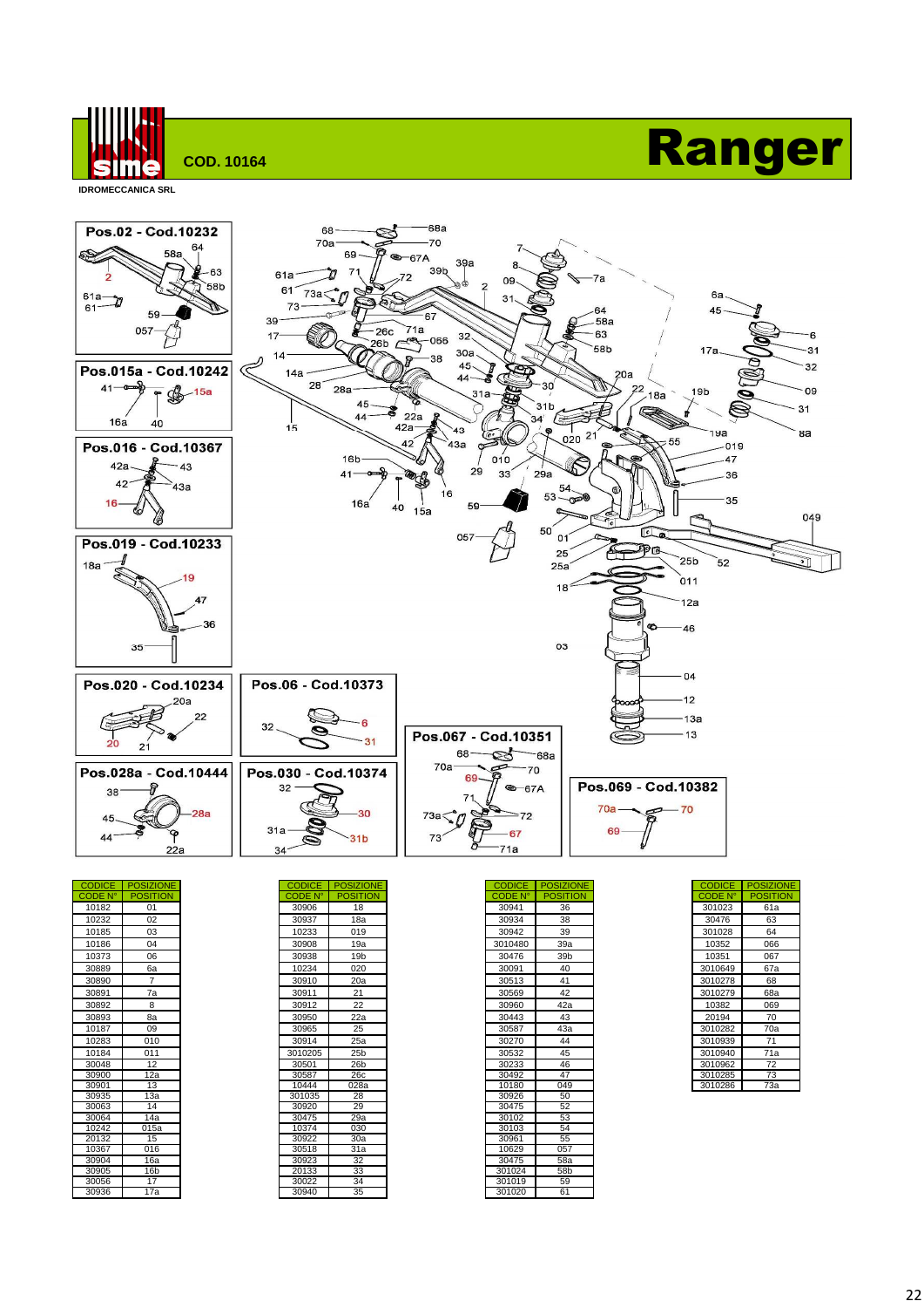**sime** IDROMECCANICA SRL

COD. 10164

# Ranger

Pos.02 - Cod.10232

Pos.015a - Cod.10242

Pos.016 - Cod.10367

Pos.019 - Cod.10233

Pos.020 - Cod.10234

Pos.06 - Cod.10373

Pos.067 - Cod.10351

Pos.028a - Cod.10444

Pos.030 - Cod.10374

Pos.069 - Cod.10382

| CODICE CODE N° | POSIZIONE POSITION |
|---|---|
| 10182 | 01 |
| 10232 | 02 |
| 10185 | 03 |
| 10186 | 04 |
| 10373 | 06 |
| 30889 | 6a |
| 30890 | 7 |
| 30891 | 7a |
| 30892 | 8 |
| 30893 | 8a |
| 10187 | 09 |
| 10283 | 010 |
| 10184 | 011 |
| 30048 | 12 |
| 30900 | 12a |
| 30901 | 13 |
| 30935 | 13a |
| 30063 | 14 |
| 30064 | 14a |
| 10242 | 015a |
| 20132 | 15 |
| 10367 | 016 |
| 30904 | 16a |
| 30905 | 16b |
| 30056 | 17 |
| 30936 | 17a |

| CODICE CODE N° | POSIZIONE POSITION |
|---|---|
| 30906 | 18 |
| 30937 | 18a |
| 10233 | 019 |
| 30908 | 19a |
| 30938 | 19b |
| 10234 | 020 |
| 30910 | 20a |
| 30911 | 21 |
| 30912 | 22 |
| 30950 | 22a |
| 30965 | 25 |
| 30914 | 25a |
| 3010205 | 25b |
| 30501 | 26b |
| 30587 | 26c |
| 10444 | 028a |
| 301035 | 28 |
| 30920 | 29 |
| 30475 | 29a |
| 10374 | 030 |
| 30922 | 30a |
| 30518 | 31a |
| 30923 | 32 |
| 20133 | 33 |
| 30022 | 34 |
| 30940 | 35 |

| CODICE CODE N° | POSIZIONE POSITION |
|---|---|
| 30941 | 36 |
| 30934 | 38 |
| 30942 | 39 |
| 3010480 | 39a |
| 30476 | 39b |
| 30091 | 40 |
| 30513 | 41 |
| 30569 | 42 |
| 30960 | 42a |
| 30443 | 43 |
| 30587 | 43a |
| 30270 | 44 |
| 30532 | 45 |
| 30233 | 46 |
| 30492 | 47 |
| 10180 | 049 |
| 30926 | 50 |
| 30475 | 52 |
| 30102 | 53 |
| 30103 | 54 |
| 30961 | 55 |
| 10629 | 057 |
| 30475 | 58a |
| 301024 | 58b |
| 301019 | 59 |
| 301020 | 61 |

| CODICE CODE N° | POSIZIONE POSITION |
|---|---|
| 301023 | 61a |
| 30476 | 63 |
| 301028 | 64 |
| 10352 | 066 |
| 10351 | 067 |
| 3010649 | 67a |
| 3010278 | 68 |
| 3010279 | 68a |
| 10382 | 069 |
| 20194 | 70 |
| 3010282 | 70a |
| 3010939 | 71 |
| 3010940 | 71a |
| 3010962 | 72 |
| 3010285 | 73 |
| 3010286 | 73a |